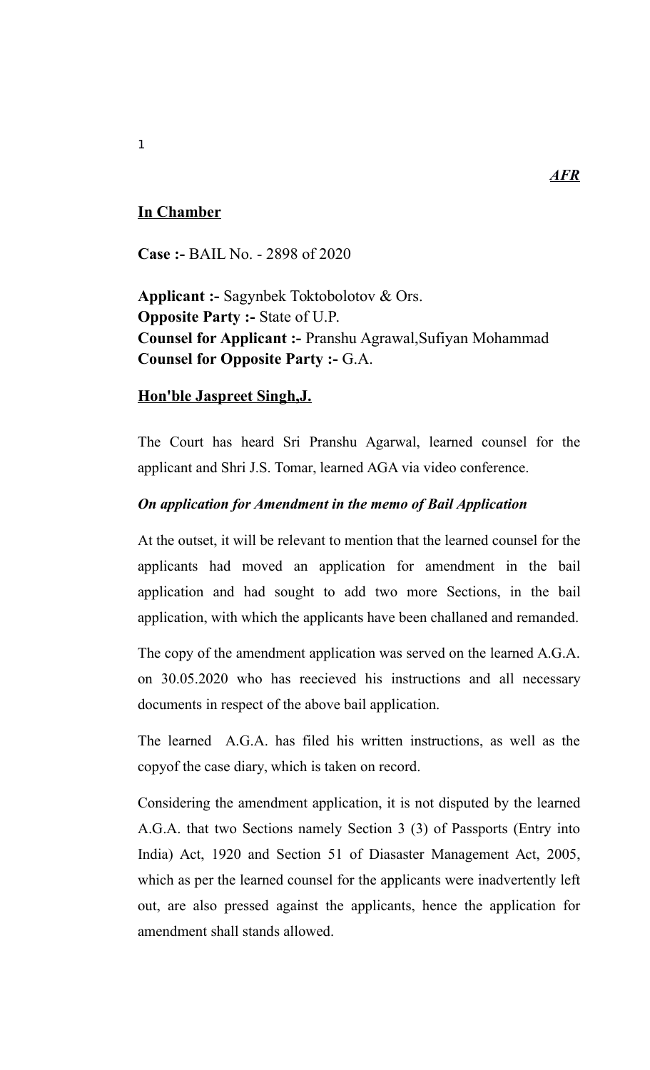*__AFR__*

**__In Chamber__**

**Case :-** BAIL No. - 2898 of 2020

**Applicant :-** Sagynbek Toktobolotov & Ors.
**Opposite Party :-** State of U.P.
**Counsel for Applicant :-** Pranshu Agrawal,Sufiyan Mohammad
**Counsel for Opposite Party :-** G.A.

**__Hon'ble Jaspreet Singh,J.__**

The Court has heard Sri Pranshu Agarwal, learned counsel for the applicant and Shri J.S. Tomar, learned AGA via video conference.

***On application for Amendment in the memo of Bail Application***

At the outset, it will be relevant to mention that the learned counsel for the applicants had moved an application for amendment in the bail application and had sought to add two more Sections, in the bail application, with which the applicants have been challaned and remanded.

The copy of the amendment application was served on the learned A.G.A. on 30.05.2020 who has reecieved his instructions and all necessary documents in respect of the above bail application.

The learned A.G.A. has filed his written instructions, as well as the copyof the case diary, which is taken on record.

Considering the amendment application, it is not disputed by the learned A.G.A. that two Sections namely Section 3 (3) of Passports (Entry into India) Act, 1920 and Section 51 of Diasaster Management Act, 2005, which as per the learned counsel for the applicants were inadvertently left out, are also pressed against the applicants, hence the application for amendment shall stands allowed.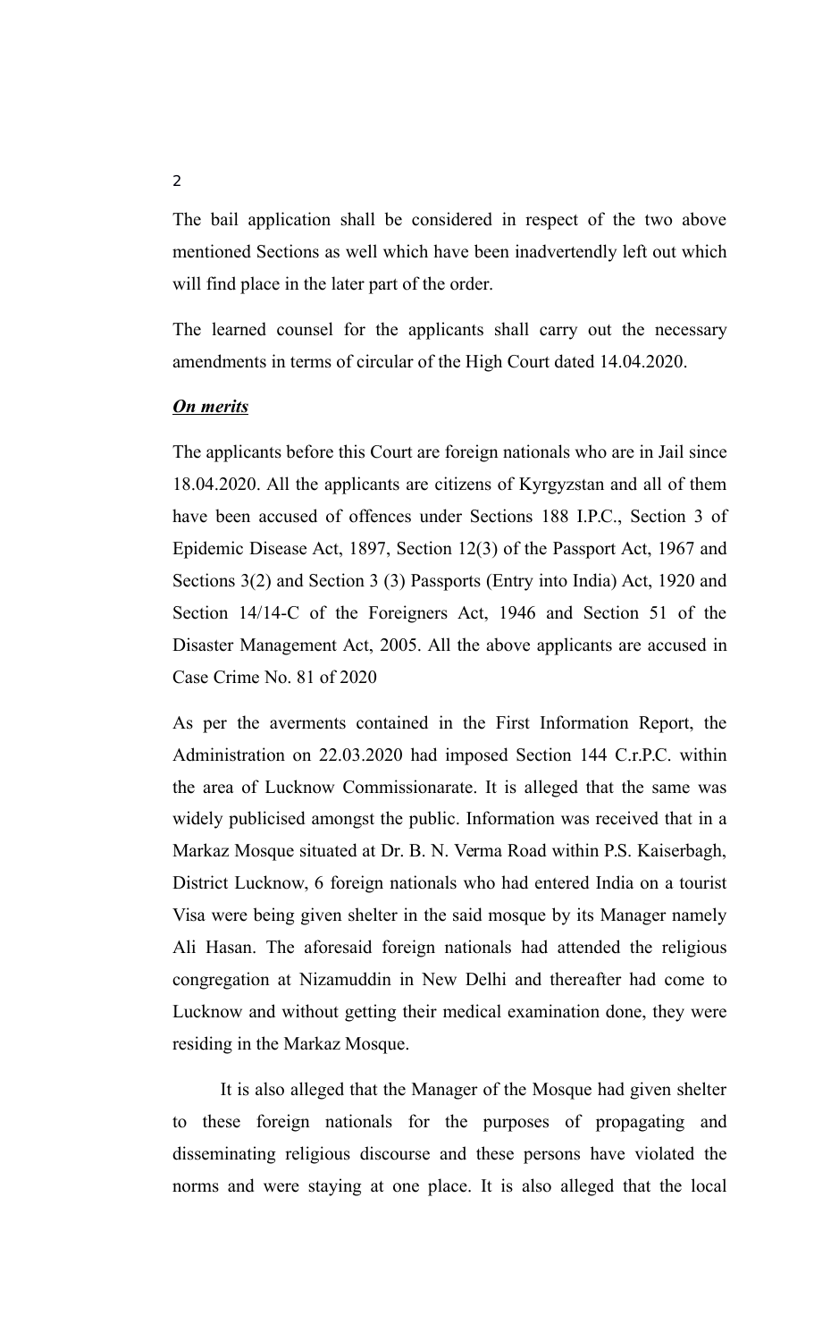The bail application shall be considered in respect of the two above mentioned Sections as well which have been inadvertendly left out which will find place in the later part of the order.

The learned counsel for the applicants shall carry out the necessary amendments in terms of circular of the High Court dated 14.04.2020.

***<u>On merits</u>***

The applicants before this Court are foreign nationals who are in Jail since 18.04.2020. All the applicants are citizens of Kyrgyzstan and all of them have been accused of offences under Sections 188 I.P.C., Section 3 of Epidemic Disease Act, 1897, Section 12(3) of the Passport Act, 1967 and Sections 3(2) and Section 3 (3) Passports (Entry into India) Act, 1920 and Section 14/14-C of the Foreigners Act, 1946 and Section 51 of the Disaster Management Act, 2005. All the above applicants are accused in Case Crime No. 81 of 2020

As per the averments contained in the First Information Report, the Administration on 22.03.2020 had imposed Section 144 C.r.P.C. within the area of Lucknow Commissionarate. It is alleged that the same was widely publicised amongst the public. Information was received that in a Markaz Mosque situated at Dr. B. N. Verma Road within P.S. Kaiserbagh, District Lucknow, 6 foreign nationals who had entered India on a tourist Visa were being given shelter in the said mosque by its Manager namely Ali Hasan. The aforesaid foreign nationals had attended the religious congregation at Nizamuddin in New Delhi and thereafter had come to Lucknow and without getting their medical examination done, they were residing in the Markaz Mosque.

It is also alleged that the Manager of the Mosque had given shelter to these foreign nationals for the purposes of propagating and disseminating religious discourse and these persons have violated the norms and were staying at one place. It is also alleged that the local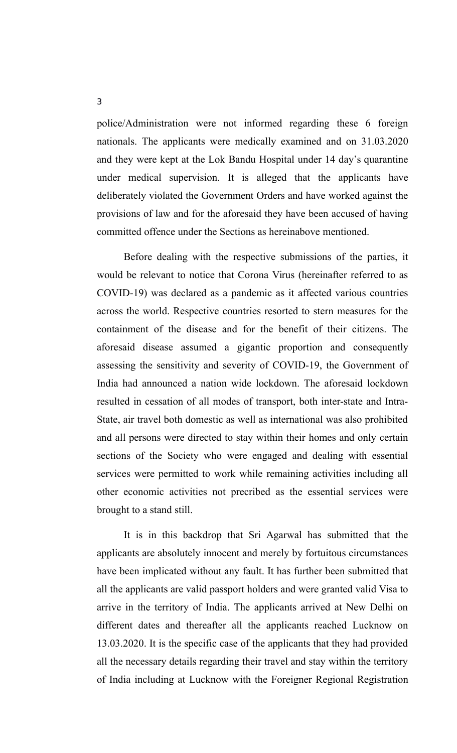police/Administration were not informed regarding these 6 foreign nationals. The applicants were medically examined and on 31.03.2020 and they were kept at the Lok Bandu Hospital under 14 day's quarantine under medical supervision. It is alleged that the applicants have deliberately violated the Government Orders and have worked against the provisions of law and for the aforesaid they have been accused of having committed offence under the Sections as hereinabove mentioned.

Before dealing with the respective submissions of the parties, it would be relevant to notice that Corona Virus (hereinafter referred to as COVID-19) was declared as a pandemic as it affected various countries across the world. Respective countries resorted to stern measures for the containment of the disease and for the benefit of their citizens. The aforesaid disease assumed a gigantic proportion and consequently assessing the sensitivity and severity of COVID-19, the Government of India had announced a nation wide lockdown. The aforesaid lockdown resulted in cessation of all modes of transport, both inter-state and Intra-State, air travel both domestic as well as international was also prohibited and all persons were directed to stay within their homes and only certain sections of the Society who were engaged and dealing with essential services were permitted to work while remaining activities including all other economic activities not precribed as the essential services were brought to a stand still.

It is in this backdrop that Sri Agarwal has submitted that the applicants are absolutely innocent and merely by fortuitous circumstances have been implicated without any fault. It has further been submitted that all the applicants are valid passport holders and were granted valid Visa to arrive in the territory of India. The applicants arrived at New Delhi on different dates and thereafter all the applicants reached Lucknow on 13.03.2020. It is the specific case of the applicants that they had provided all the necessary details regarding their travel and stay within the territory of India including at Lucknow with the Foreigner Regional Registration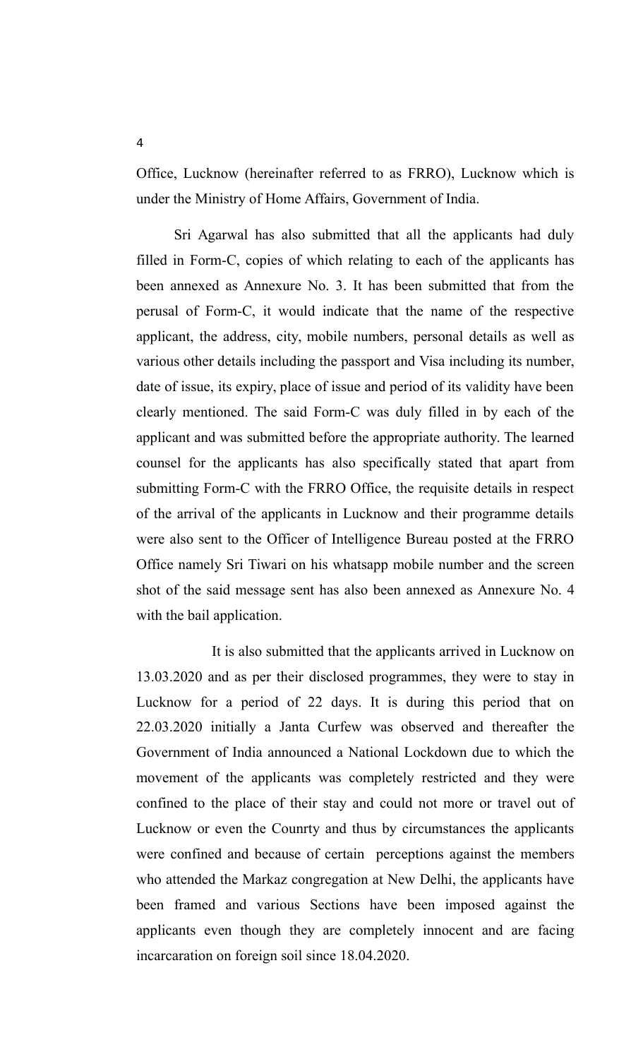Office, Lucknow (hereinafter referred to as FRRO), Lucknow which is under the Ministry of Home Affairs, Government of India.

Sri Agarwal has also submitted that all the applicants had duly filled in Form-C, copies of which relating to each of the applicants has been annexed as Annexure No. 3. It has been submitted that from the perusal of Form-C, it would indicate that the name of the respective applicant, the address, city, mobile numbers, personal details as well as various other details including the passport and Visa including its number, date of issue, its expiry, place of issue and period of its validity have been clearly mentioned. The said Form-C was duly filled in by each of the applicant and was submitted before the appropriate authority. The learned counsel for the applicants has also specifically stated that apart from submitting Form-C with the FRRO Office, the requisite details in respect of the arrival of the applicants in Lucknow and their programme details were also sent to the Officer of Intelligence Bureau posted at the FRRO Office namely Sri Tiwari on his whatsapp mobile number and the screen shot of the said message sent has also been annexed as Annexure No. 4 with the bail application.

It is also submitted that the applicants arrived in Lucknow on 13.03.2020 and as per their disclosed programmes, they were to stay in Lucknow for a period of 22 days. It is during this period that on 22.03.2020 initially a Janta Curfew was observed and thereafter the Government of India announced a National Lockdown due to which the movement of the applicants was completely restricted and they were confined to the place of their stay and could not more or travel out of Lucknow or even the Counrty and thus by circumstances the applicants were confined and because of certain perceptions against the members who attended the Markaz congregation at New Delhi, the applicants have been framed and various Sections have been imposed against the applicants even though they are completely innocent and are facing incarcaration on foreign soil since 18.04.2020.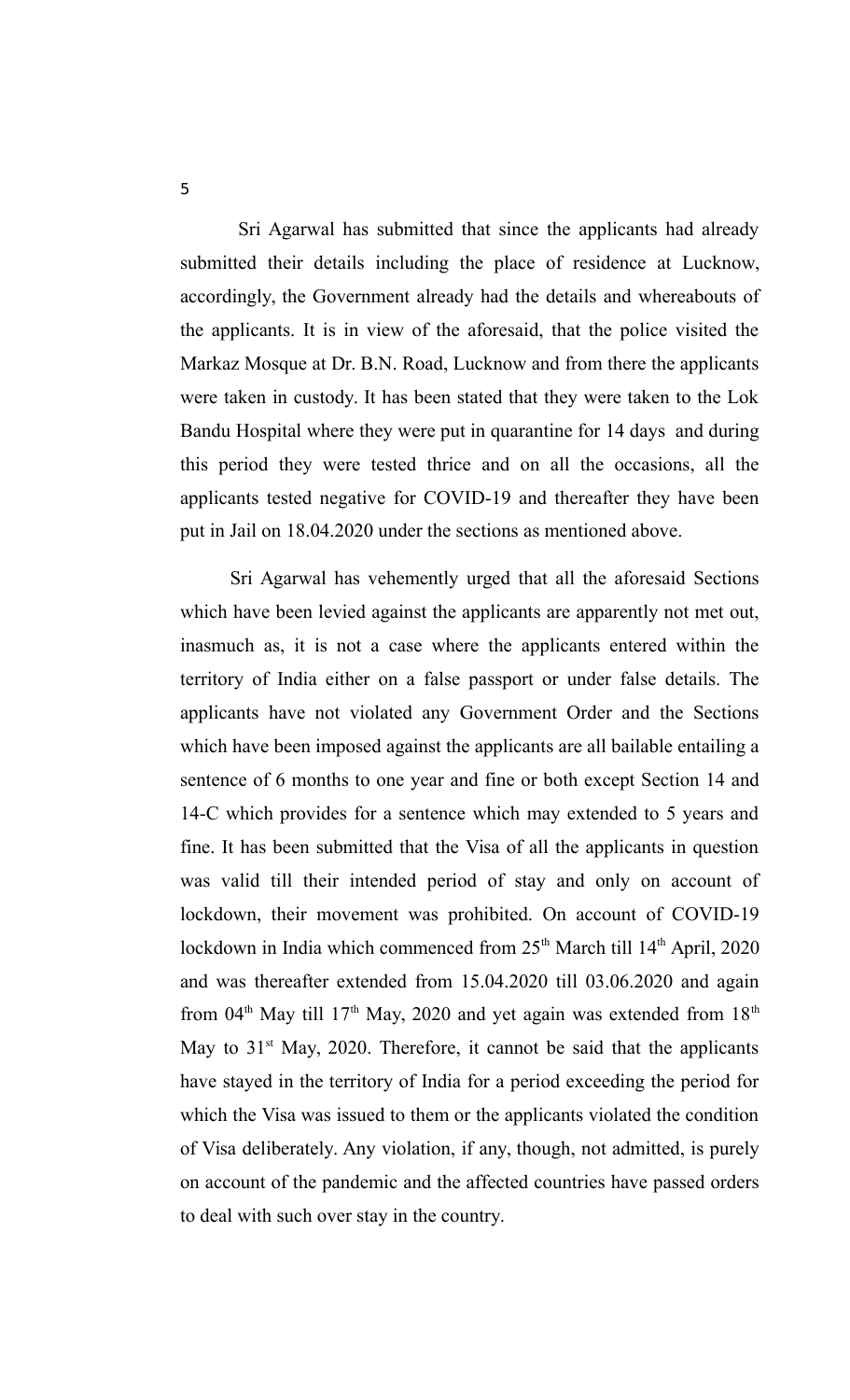Sri Agarwal has submitted that since the applicants had already submitted their details including the place of residence at Lucknow, accordingly, the Government already had the details and whereabouts of the applicants. It is in view of the aforesaid, that the police visited the Markaz Mosque at Dr. B.N. Road, Lucknow and from there the applicants were taken in custody. It has been stated that they were taken to the Lok Bandu Hospital where they were put in quarantine for 14 days and during this period they were tested thrice and on all the occasions, all the applicants tested negative for COVID-19 and thereafter they have been put in Jail on 18.04.2020 under the sections as mentioned above.

Sri Agarwal has vehemently urged that all the aforesaid Sections which have been levied against the applicants are apparently not met out, inasmuch as, it is not a case where the applicants entered within the territory of India either on a false passport or under false details. The applicants have not violated any Government Order and the Sections which have been imposed against the applicants are all bailable entailing a sentence of 6 months to one year and fine or both except Section 14 and 14-C which provides for a sentence which may extended to 5 years and fine. It has been submitted that the Visa of all the applicants in question was valid till their intended period of stay and only on account of lockdown, their movement was prohibited. On account of COVID-19 lockdown in India which commenced from 25th March till 14th April, 2020 and was thereafter extended from 15.04.2020 till 03.06.2020 and again from 04th May till 17th May, 2020 and yet again was extended from 18th May to 31st May, 2020. Therefore, it cannot be said that the applicants have stayed in the territory of India for a period exceeding the period for which the Visa was issued to them or the applicants violated the condition of Visa deliberately. Any violation, if any, though, not admitted, is purely on account of the pandemic and the affected countries have passed orders to deal with such over stay in the country.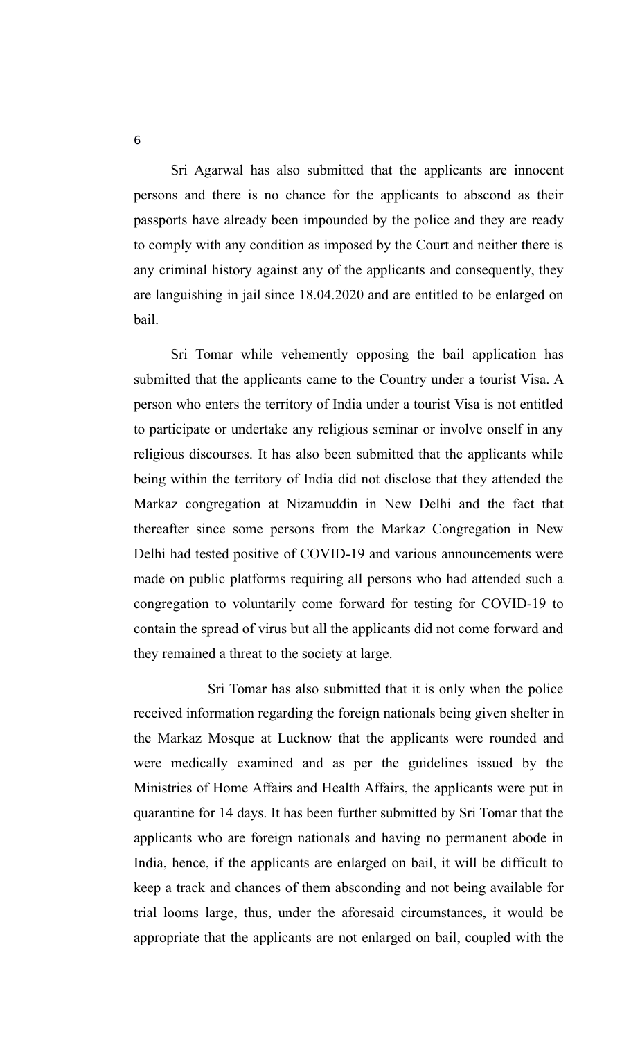Sri Agarwal has also submitted that the applicants are innocent persons and there is no chance for the applicants to abscond as their passports have already been impounded by the police and they are ready to comply with any condition as imposed by the Court and neither there is any criminal history against any of the applicants and consequently, they are languishing in jail since 18.04.2020 and are entitled to be enlarged on bail.

Sri Tomar while vehemently opposing the bail application has submitted that the applicants came to the Country under a tourist Visa. A person who enters the territory of India under a tourist Visa is not entitled to participate or undertake any religious seminar or involve onself in any religious discourses. It has also been submitted that the applicants while being within the territory of India did not disclose that they attended the Markaz congregation at Nizamuddin in New Delhi and the fact that thereafter since some persons from the Markaz Congregation in New Delhi had tested positive of COVID-19 and various announcements were made on public platforms requiring all persons who had attended such a congregation to voluntarily come forward for testing for COVID-19 to contain the spread of virus but all the applicants did not come forward and they remained a threat to the society at large.

Sri Tomar has also submitted that it is only when the police received information regarding the foreign nationals being given shelter in the Markaz Mosque at Lucknow that the applicants were rounded and were medically examined and as per the guidelines issued by the Ministries of Home Affairs and Health Affairs, the applicants were put in quarantine for 14 days. It has been further submitted by Sri Tomar that the applicants who are foreign nationals and having no permanent abode in India, hence, if the applicants are enlarged on bail, it will be difficult to keep a track and chances of them absconding and not being available for trial looms large, thus, under the aforesaid circumstances, it would be appropriate that the applicants are not enlarged on bail, coupled with the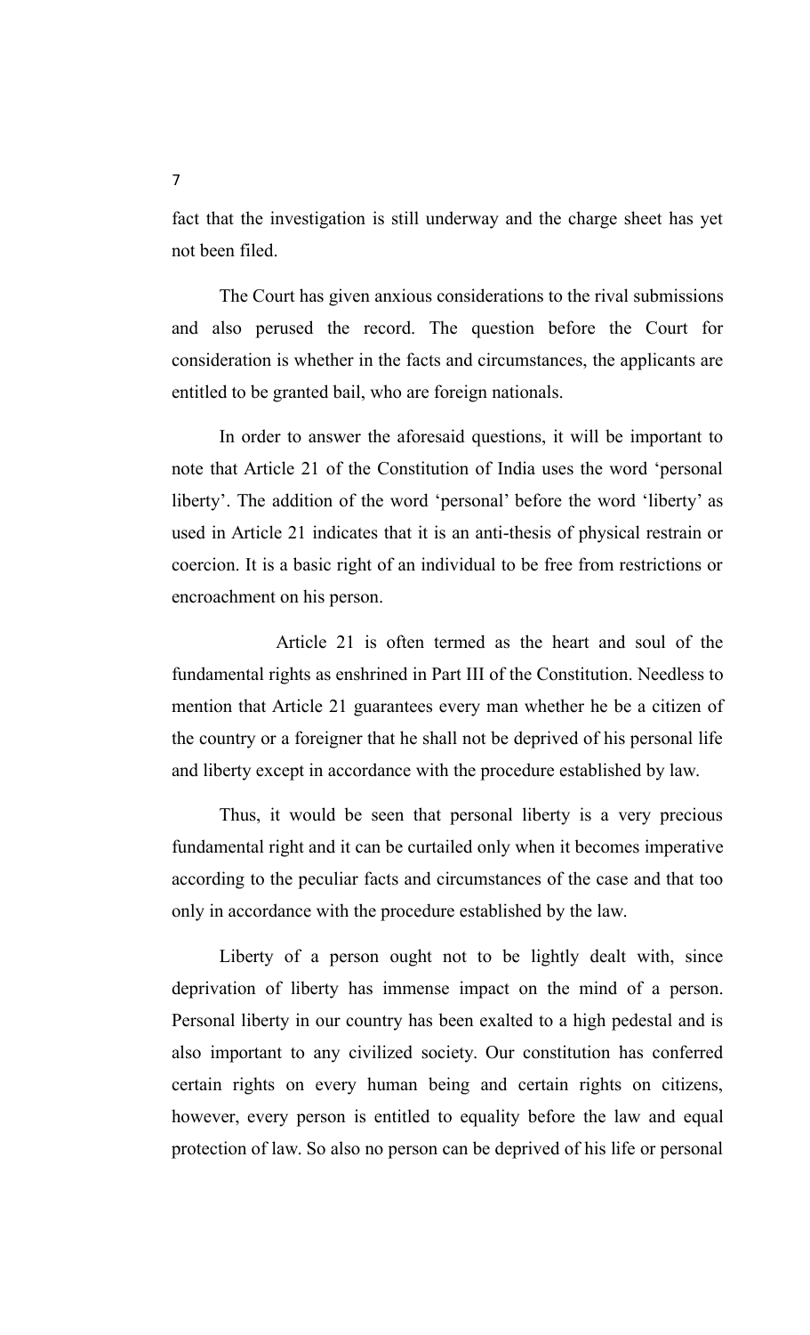fact that the investigation is still underway and the charge sheet has yet not been filed.

The Court has given anxious considerations to the rival submissions and also perused the record. The question before the Court for consideration is whether in the facts and circumstances, the applicants are entitled to be granted bail, who are foreign nationals.

In order to answer the aforesaid questions, it will be important to note that Article 21 of the Constitution of India uses the word 'personal liberty'. The addition of the word 'personal' before the word 'liberty' as used in Article 21 indicates that it is an anti-thesis of physical restrain or coercion. It is a basic right of an individual to be free from restrictions or encroachment on his person.

Article 21 is often termed as the heart and soul of the fundamental rights as enshrined in Part III of the Constitution. Needless to mention that Article 21 guarantees every man whether he be a citizen of the country or a foreigner that he shall not be deprived of his personal life and liberty except in accordance with the procedure established by law.

Thus, it would be seen that personal liberty is a very precious fundamental right and it can be curtailed only when it becomes imperative according to the peculiar facts and circumstances of the case and that too only in accordance with the procedure established by the law.

Liberty of a person ought not to be lightly dealt with, since deprivation of liberty has immense impact on the mind of a person. Personal liberty in our country has been exalted to a high pedestal and is also important to any civilized society. Our constitution has conferred certain rights on every human being and certain rights on citizens, however, every person is entitled to equality before the law and equal protection of law. So also no person can be deprived of his life or personal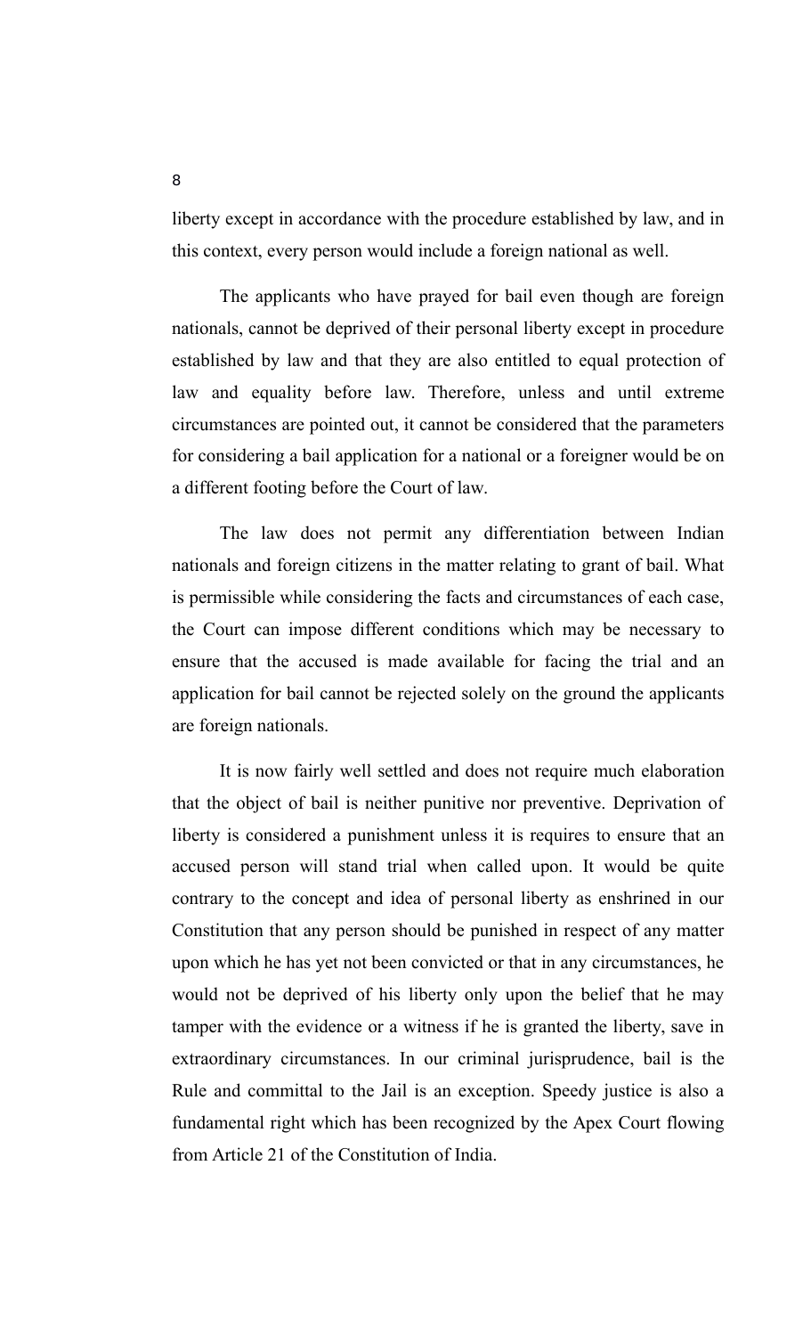liberty except in accordance with the procedure established by law, and in this context, every person would include a foreign national as well.

The applicants who have prayed for bail even though are foreign nationals, cannot be deprived of their personal liberty except in procedure established by law and that they are also entitled to equal protection of law and equality before law. Therefore, unless and until extreme circumstances are pointed out, it cannot be considered that the parameters for considering a bail application for a national or a foreigner would be on a different footing before the Court of law.

The law does not permit any differentiation between Indian nationals and foreign citizens in the matter relating to grant of bail. What is permissible while considering the facts and circumstances of each case, the Court can impose different conditions which may be necessary to ensure that the accused is made available for facing the trial and an application for bail cannot be rejected solely on the ground the applicants are foreign nationals.

It is now fairly well settled and does not require much elaboration that the object of bail is neither punitive nor preventive. Deprivation of liberty is considered a punishment unless it is requires to ensure that an accused person will stand trial when called upon. It would be quite contrary to the concept and idea of personal liberty as enshrined in our Constitution that any person should be punished in respect of any matter upon which he has yet not been convicted or that in any circumstances, he would not be deprived of his liberty only upon the belief that he may tamper with the evidence or a witness if he is granted the liberty, save in extraordinary circumstances. In our criminal jurisprudence, bail is the Rule and committal to the Jail is an exception. Speedy justice is also a fundamental right which has been recognized by the Apex Court flowing from Article 21 of the Constitution of India.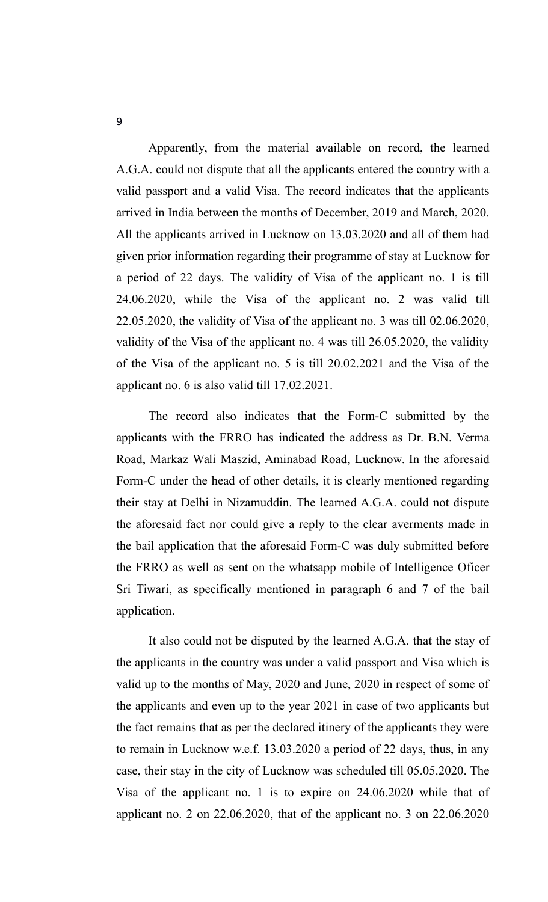Apparently, from the material available on record, the learned A.G.A. could not dispute that all the applicants entered the country with a valid passport and a valid Visa. The record indicates that the applicants arrived in India between the months of December, 2019 and March, 2020. All the applicants arrived in Lucknow on 13.03.2020 and all of them had given prior information regarding their programme of stay at Lucknow for a period of 22 days. The validity of Visa of the applicant no. 1 is till 24.06.2020, while the Visa of the applicant no. 2 was valid till 22.05.2020, the validity of Visa of the applicant no. 3 was till 02.06.2020, validity of the Visa of the applicant no. 4 was till 26.05.2020, the validity of the Visa of the applicant no. 5 is till 20.02.2021 and the Visa of the applicant no. 6 is also valid till 17.02.2021.

The record also indicates that the Form-C submitted by the applicants with the FRRO has indicated the address as Dr. B.N. Verma Road, Markaz Wali Maszid, Aminabad Road, Lucknow. In the aforesaid Form-C under the head of other details, it is clearly mentioned regarding their stay at Delhi in Nizamuddin. The learned A.G.A. could not dispute the aforesaid fact nor could give a reply to the clear averments made in the bail application that the aforesaid Form-C was duly submitted before the FRRO as well as sent on the whatsapp mobile of Intelligence Oficer Sri Tiwari, as specifically mentioned in paragraph 6 and 7 of the bail application.

It also could not be disputed by the learned A.G.A. that the stay of the applicants in the country was under a valid passport and Visa which is valid up to the months of May, 2020 and June, 2020 in respect of some of the applicants and even up to the year 2021 in case of two applicants but the fact remains that as per the declared itinery of the applicants they were to remain in Lucknow w.e.f. 13.03.2020 a period of 22 days, thus, in any case, their stay in the city of Lucknow was scheduled till 05.05.2020. The Visa of the applicant no. 1 is to expire on 24.06.2020 while that of applicant no. 2 on 22.06.2020, that of the applicant no. 3 on 22.06.2020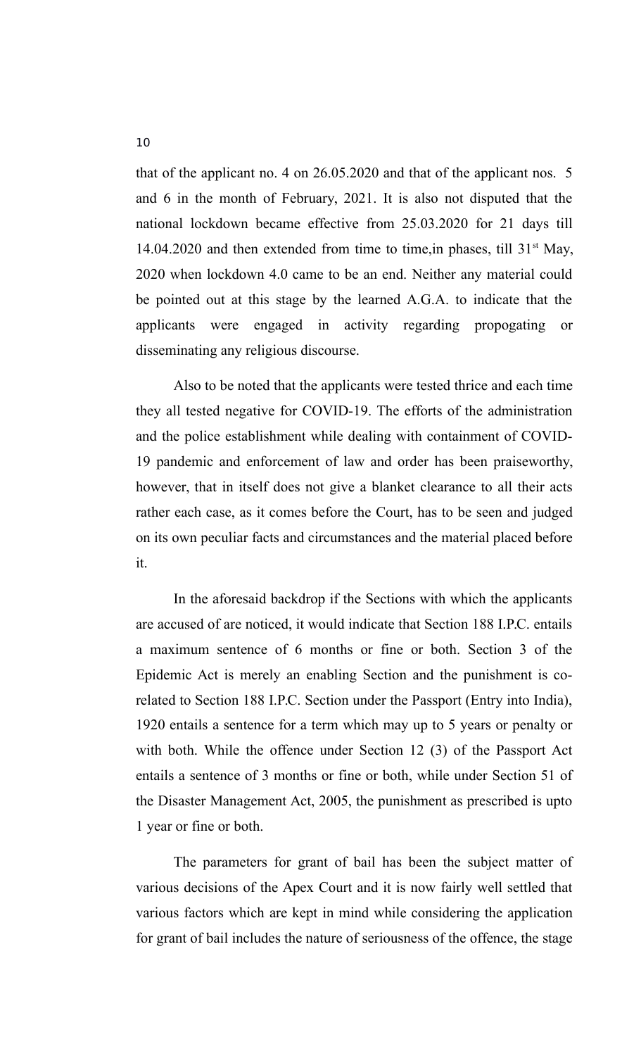that of the applicant no. 4 on 26.05.2020 and that of the applicant nos. 5 and 6 in the month of February, 2021. It is also not disputed that the national lockdown became effective from 25.03.2020 for 21 days till 14.04.2020 and then extended from time to time,in phases, till 31st May, 2020 when lockdown 4.0 came to be an end. Neither any material could be pointed out at this stage by the learned A.G.A. to indicate that the applicants were engaged in activity regarding propogating or disseminating any religious discourse.

Also to be noted that the applicants were tested thrice and each time they all tested negative for COVID-19. The efforts of the administration and the police establishment while dealing with containment of COVID-19 pandemic and enforcement of law and order has been praiseworthy, however, that in itself does not give a blanket clearance to all their acts rather each case, as it comes before the Court, has to be seen and judged on its own peculiar facts and circumstances and the material placed before it.

In the aforesaid backdrop if the Sections with which the applicants are accused of are noticed, it would indicate that Section 188 I.P.C. entails a maximum sentence of 6 months or fine or both. Section 3 of the Epidemic Act is merely an enabling Section and the punishment is co-related to Section 188 I.P.C. Section under the Passport (Entry into India), 1920 entails a sentence for a term which may up to 5 years or penalty or with both. While the offence under Section 12 (3) of the Passport Act entails a sentence of 3 months or fine or both, while under Section 51 of the Disaster Management Act, 2005, the punishment as prescribed is upto 1 year or fine or both.

The parameters for grant of bail has been the subject matter of various decisions of the Apex Court and it is now fairly well settled that various factors which are kept in mind while considering the application for grant of bail includes the nature of seriousness of the offence, the stage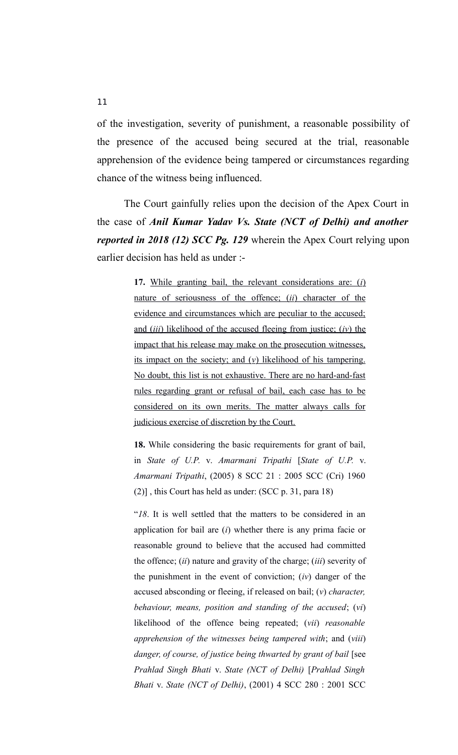of the investigation, severity of punishment, a reasonable possibility of the presence of the accused being secured at the trial, reasonable apprehension of the evidence being tampered or circumstances regarding chance of the witness being influenced.

The Court gainfully relies upon the decision of the Apex Court in the case of ***Anil Kumar Yadav Vs. State (NCT of Delhi) and another reported in 2018 (12) SCC Pg. 129*** wherein the Apex Court relying upon earlier decision has held as under :-

> **17.** <u>While granting bail, the relevant considerations are: (*i*) nature of seriousness of the offence; (*ii*) character of the evidence and circumstances which are peculiar to the accused; and (*iii*) likelihood of the accused fleeing from justice; (*iv*) the impact that his release may make on the prosecution witnesses, its impact on the society; and (*v*) likelihood of his tampering. No doubt, this list is not exhaustive. There are no hard-and-fast rules regarding grant or refusal of bail, each case has to be considered on its own merits. The matter always calls for judicious exercise of discretion by the Court.</u>
>
> **18.** While considering the basic requirements for grant of bail, in *State of U.P.* v. *Amarmani Tripathi* [*State of U.P.* v. *Amarmani Tripathi*, (2005) 8 SCC 21 : 2005 SCC (Cri) 1960 (2)] , this Court has held as under: (SCC p. 31, para 18)
>
> "*18*. It is well settled that the matters to be considered in an application for bail are (*i*) whether there is any prima facie or reasonable ground to believe that the accused had committed the offence; (*ii*) nature and gravity of the charge; (*iii*) severity of the punishment in the event of conviction; (*iv*) danger of the accused absconding or fleeing, if released on bail; (*v*) *character, behaviour, means, position and standing of the accused*; (*vi*) likelihood of the offence being repeated; (*vii*) *reasonable apprehension of the witnesses being tampered with*; and (*viii*) *danger, of course, of justice being thwarted by grant of bail* [see *Prahlad Singh Bhati* v. *State (NCT of Delhi)* [*Prahlad Singh Bhati* v. *State (NCT of Delhi)*, (2001) 4 SCC 280 : 2001 SCC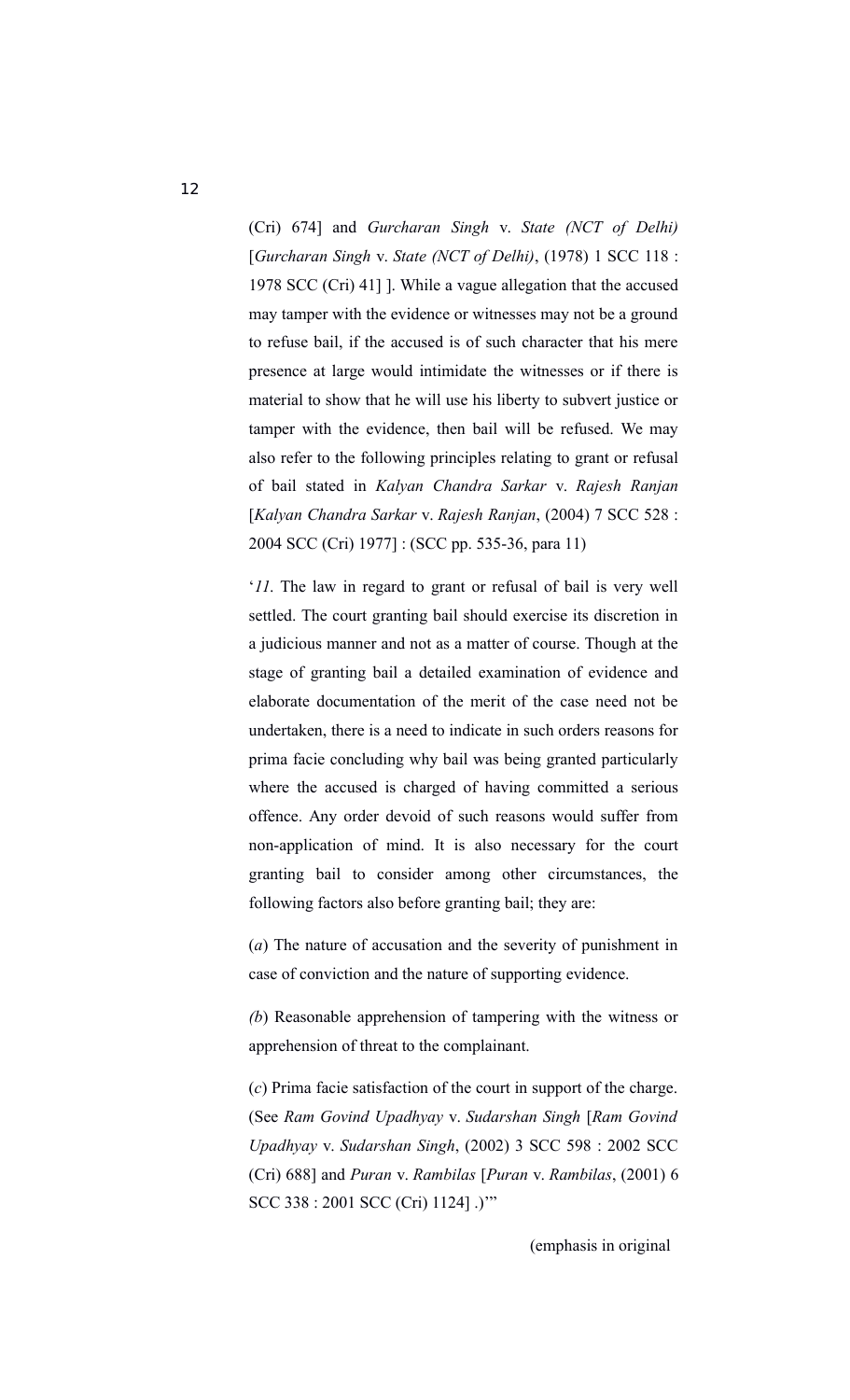(Cri) 674] and *Gurcharan Singh* v. *State (NCT of Delhi)* [*Gurcharan Singh* v. *State (NCT of Delhi)*, (1978) 1 SCC 118 : 1978 SCC (Cri) 41] ]. While a vague allegation that the accused may tamper with the evidence or witnesses may not be a ground to refuse bail, if the accused is of such character that his mere presence at large would intimidate the witnesses or if there is material to show that he will use his liberty to subvert justice or tamper with the evidence, then bail will be refused. We may also refer to the following principles relating to grant or refusal of bail stated in *Kalyan Chandra Sarkar* v. *Rajesh Ranjan* [*Kalyan Chandra Sarkar* v. *Rajesh Ranjan*, (2004) 7 SCC 528 : 2004 SCC (Cri) 1977] : (SCC pp. 535-36, para 11)

'*11*. The law in regard to grant or refusal of bail is very well settled. The court granting bail should exercise its discretion in a judicious manner and not as a matter of course. Though at the stage of granting bail a detailed examination of evidence and elaborate documentation of the merit of the case need not be undertaken, there is a need to indicate in such orders reasons for prima facie concluding why bail was being granted particularly where the accused is charged of having committed a serious offence. Any order devoid of such reasons would suffer from non-application of mind. It is also necessary for the court granting bail to consider among other circumstances, the following factors also before granting bail; they are:

(*a*) The nature of accusation and the severity of punishment in case of conviction and the nature of supporting evidence.

*(b*) Reasonable apprehension of tampering with the witness or apprehension of threat to the complainant.

(*c*) Prima facie satisfaction of the court in support of the charge. (See *Ram Govind Upadhyay* v. *Sudarshan Singh* [*Ram Govind Upadhyay* v. *Sudarshan Singh*, (2002) 3 SCC 598 : 2002 SCC (Cri) 688] and *Puran* v. *Rambilas* [*Puran* v. *Rambilas*, (2001) 6 SCC 338 : 2001 SCC (Cri) 1124] .)'"

(emphasis in original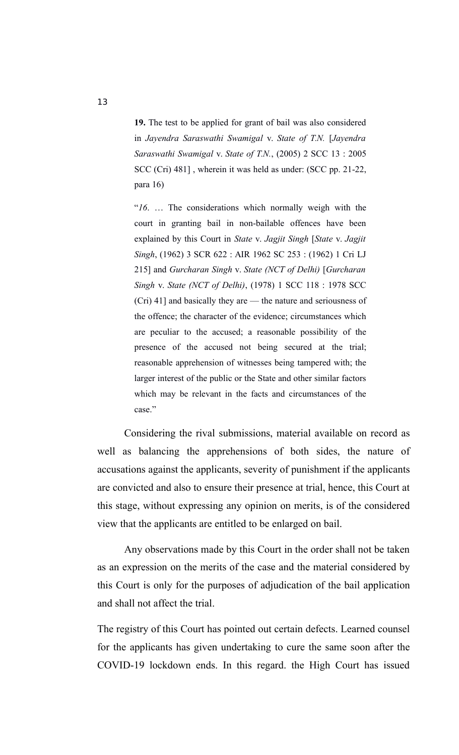> **19.** The test to be applied for grant of bail was also considered in *Jayendra Saraswathi Swamigal* v. *State of T.N.* [*Jayendra Saraswathi Swamigal* v. *State of T.N.*, (2005) 2 SCC 13 : 2005 SCC (Cri) 481] , wherein it was held as under: (SCC pp. 21-22, para 16)
>
> "*16*. … The considerations which normally weigh with the court in granting bail in non-bailable offences have been explained by this Court in *State* v. *Jagjit Singh* [*State* v. *Jagjit Singh*, (1962) 3 SCR 622 : AIR 1962 SC 253 : (1962) 1 Cri LJ 215] and *Gurcharan Singh* v. *State (NCT of Delhi)* [*Gurcharan Singh* v. *State (NCT of Delhi)*, (1978) 1 SCC 118 : 1978 SCC (Cri) 41] and basically they are — the nature and seriousness of the offence; the character of the evidence; circumstances which are peculiar to the accused; a reasonable possibility of the presence of the accused not being secured at the trial; reasonable apprehension of witnesses being tampered with; the larger interest of the public or the State and other similar factors which may be relevant in the facts and circumstances of the case."

Considering the rival submissions, material available on record as well as balancing the apprehensions of both sides, the nature of accusations against the applicants, severity of punishment if the applicants are convicted and also to ensure their presence at trial, hence, this Court at this stage, without expressing any opinion on merits, is of the considered view that the applicants are entitled to be enlarged on bail.

Any observations made by this Court in the order shall not be taken as an expression on the merits of the case and the material considered by this Court is only for the purposes of adjudication of the bail application and shall not affect the trial.

The registry of this Court has pointed out certain defects. Learned counsel for the applicants has given undertaking to cure the same soon after the COVID-19 lockdown ends. In this regard. the High Court has issued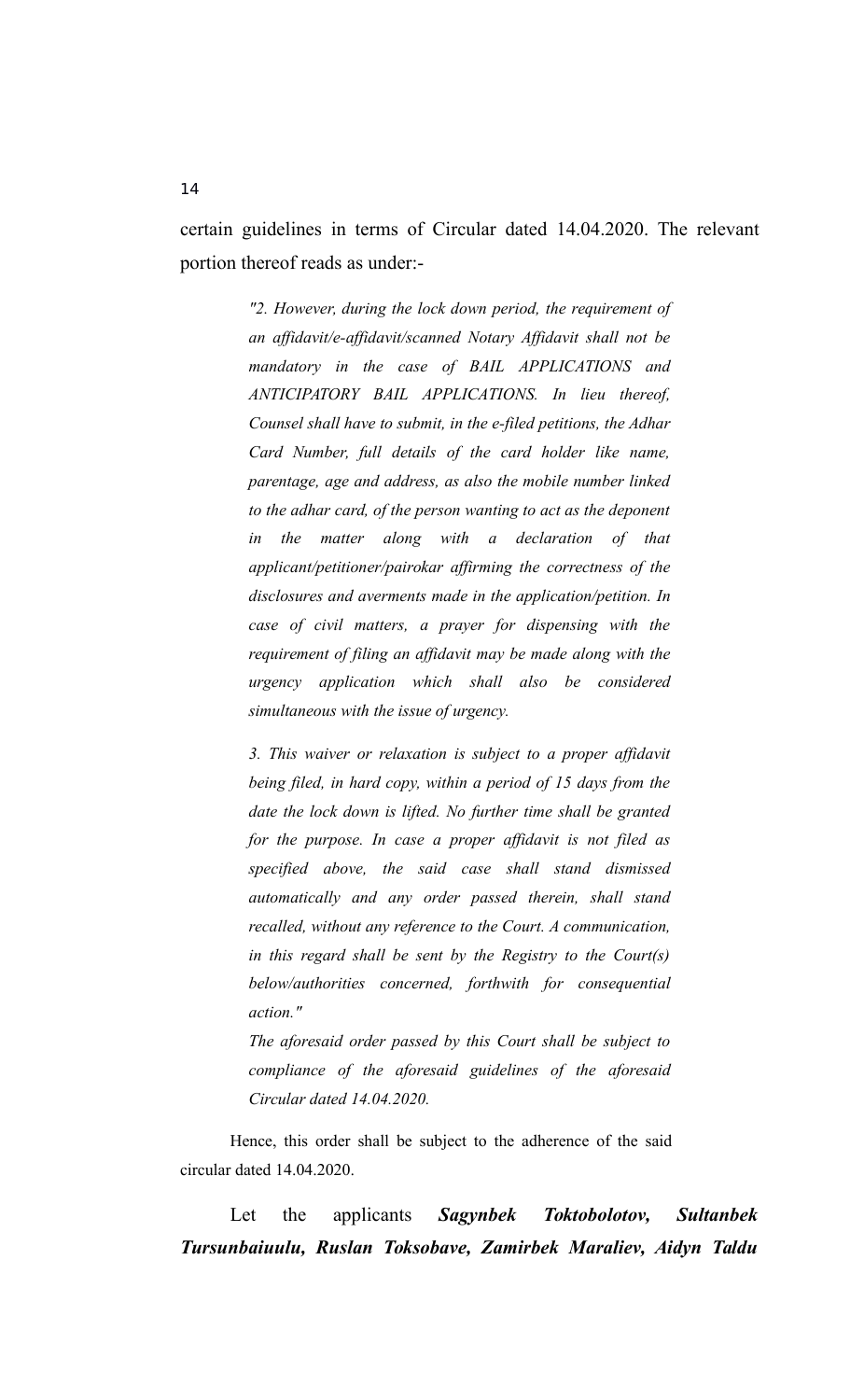certain guidelines in terms of Circular dated 14.04.2020. The relevant portion thereof reads as under:-

> *"2. However, during the lock down period, the requirement of an affidavit/e-affidavit/scanned Notary Affidavit shall not be mandatory in the case of BAIL APPLICATIONS and ANTICIPATORY BAIL APPLICATIONS. In lieu thereof, Counsel shall have to submit, in the e-filed petitions, the Adhar Card Number, full details of the card holder like name, parentage, age and address, as also the mobile number linked to the adhar card, of the person wanting to act as the deponent in the matter along with a declaration of that applicant/petitioner/pairokar affirming the correctness of the disclosures and averments made in the application/petition. In case of civil matters, a prayer for dispensing with the requirement of filing an affidavit may be made along with the urgency application which shall also be considered simultaneous with the issue of urgency.*
>
> *3. This waiver or relaxation is subject to a proper affidavit being filed, in hard copy, within a period of 15 days from the date the lock down is lifted. No further time shall be granted for the purpose. In case a proper affidavit is not filed as specified above, the said case shall stand dismissed automatically and any order passed therein, shall stand recalled, without any reference to the Court. A communication, in this regard shall be sent by the Registry to the Court(s) below/authorities concerned, forthwith for consequential action."*
>
> *The aforesaid order passed by this Court shall be subject to compliance of the aforesaid guidelines of the aforesaid Circular dated 14.04.2020.*

Hence, this order shall be subject to the adherence of the said circular dated 14.04.2020.

Let the applicants ***Sagynbek Toktobolotov, Sultanbek Tursunbaiuulu, Ruslan Toksobave, Zamirbek Maraliev, Aidyn Taldu***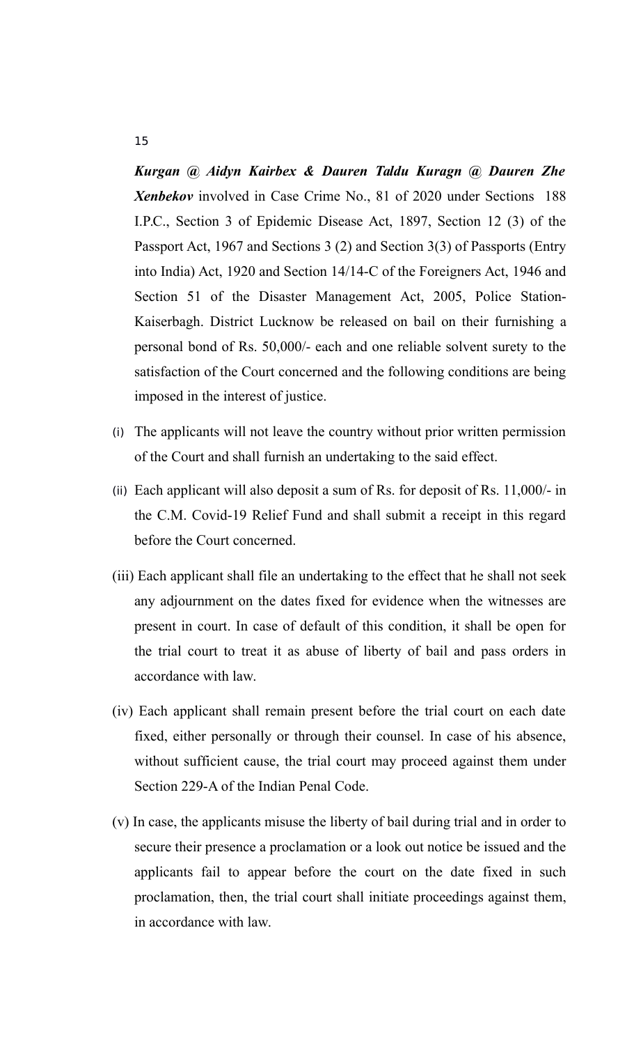***Kurgan @ Aidyn Kairbex & Dauren Taldu Kuragn @ Dauren Zhe Xenbekov*** involved in Case Crime No., 81 of 2020 under Sections 188 I.P.C., Section 3 of Epidemic Disease Act, 1897, Section 12 (3) of the Passport Act, 1967 and Sections 3 (2) and Section 3(3) of Passports (Entry into India) Act, 1920 and Section 14/14-C of the Foreigners Act, 1946 and Section 51 of the Disaster Management Act, 2005, Police Station- Kaiserbagh. District Lucknow be released on bail on their furnishing a personal bond of Rs. 50,000/- each and one reliable solvent surety to the satisfaction of the Court concerned and the following conditions are being imposed in the interest of justice.

(i) The applicants will not leave the country without prior written permission of the Court and shall furnish an undertaking to the said effect.

(ii) Each applicant will also deposit a sum of Rs. for deposit of Rs. 11,000/- in the C.M. Covid-19 Relief Fund and shall submit a receipt in this regard before the Court concerned.

(iii) Each applicant shall file an undertaking to the effect that he shall not seek any adjournment on the dates fixed for evidence when the witnesses are present in court. In case of default of this condition, it shall be open for the trial court to treat it as abuse of liberty of bail and pass orders in accordance with law.

(iv) Each applicant shall remain present before the trial court on each date fixed, either personally or through their counsel. In case of his absence, without sufficient cause, the trial court may proceed against them under Section 229-A of the Indian Penal Code.

(v) In case, the applicants misuse the liberty of bail during trial and in order to secure their presence a proclamation or a look out notice be issued and the applicants fail to appear before the court on the date fixed in such proclamation, then, the trial court shall initiate proceedings against them, in accordance with law.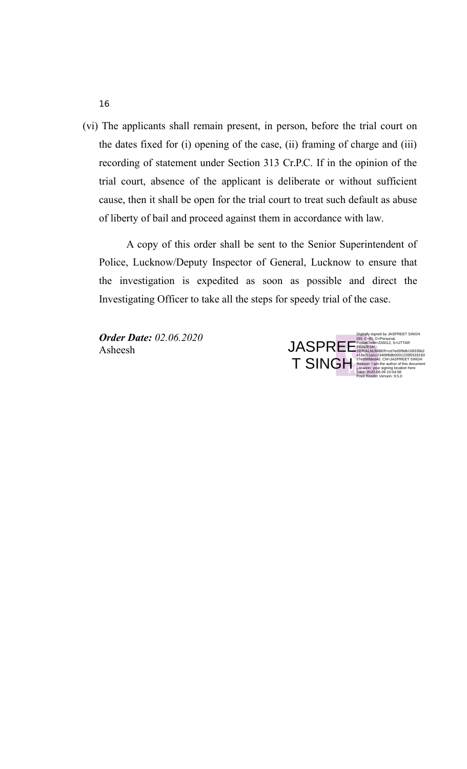(vi) The applicants shall remain present, in person, before the trial court on the dates fixed for (i) opening of the case, (ii) framing of charge and (iii) recording of statement under Section 313 Cr.P.C. If in the opinion of the trial court, absence of the applicant is deliberate or without sufficient cause, then it shall be open for the trial court to treat such default as abuse of liberty of bail and proceed against them in accordance with law.

A copy of this order shall be sent to the Senior Superintendent of Police, Lucknow/Deputy Inspector of General, Lucknow to ensure that the investigation is expedited as soon as possible and direct the Investigating Officer to take all the steps for speedy trial of the case.

***Order Date:*** *02.06.2020*
Asheesh

JASPREET SINGH

Digitally signed by JASPREET SINGH
DN: C=IN, O=Personal, PostalCode=226012, S=UTTAR PRADESH, SERIALNUMBER=cd7ed3f9db109335b2e18a7c1a1c23406fb8b9201226f5533183c7e896fded40, CN=JASPREET SINGH
Reason: I am the author of this document
Location: your signing location here
Date: 2020-06-09 10:04:58
Foxit Reader Version: 9.5.0